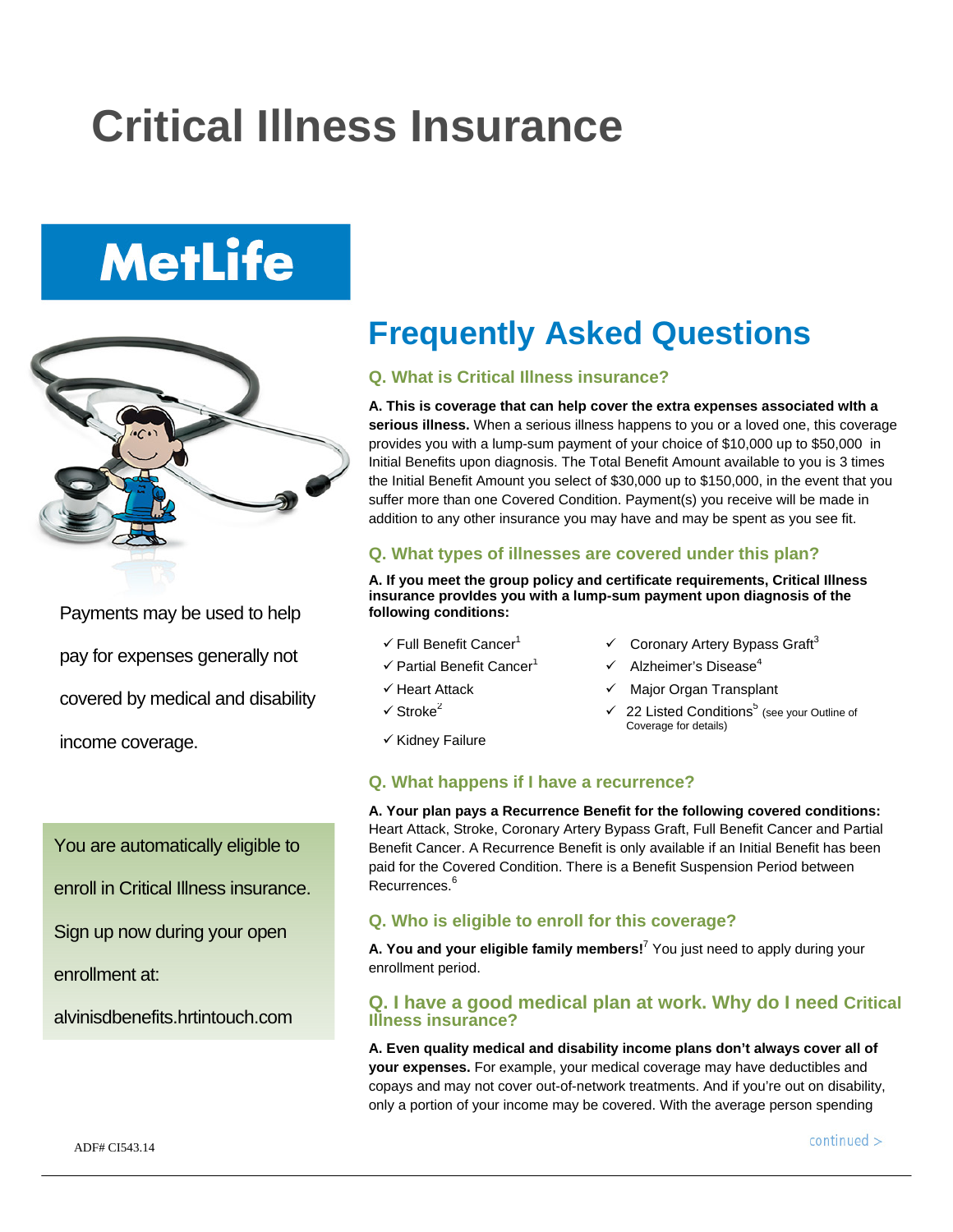# Critical Illness Insurance

MetLife

Payments may be used to help pay for expenses generally not covered by medical and disability income coverage.

You are automatically eligible to enroll in Critical Illness insurance. Sign up now during your open enrollment at:

alvinisdbenefits.hrtintouch.com

## Frequently Asked Questions

### Q. What is Critical Illness insurance?

**A. This is coverage that can help cover the extra expenses associated wIth a serious illness.** When a serious illness happens to you or a loved one, this coverage provides you with a lump-sum payment of your choice of $10,000 up to $50,000 in Initial Benefits upon diagnosis. The Total Benefit Amount available to you is 3 times the Initial Benefit Amount you select of $30,000 up to $150,000, in the event that you suffer more than one Covered Condition. Payment(s) you receive will be made in addition to any other insurance you may have and may be spent as you see fit.

### Q. What types of illnesses are covered under this plan?

**A. If you meet the group policy and certificate requirements, Critical Illness insurance provIdes you with a lump-sum payment upon diagnosis of the following conditions:**

- ✓ Full Benefit Cancer[1]
- ✓ Partial Benefit Cancer[1]
- ✓ Heart Attack
- ✓ Stroke[2]
- ✓ Kidney Failure
- ✓ Coronary Artery Bypass Graft[3]
- ✓ Alzheimer's Disease[4]
- ✓ Major Organ Transplant
- ✓ 22 Listed Conditions[5] (see your Outline of Coverage for details)

### Q. What happens if I have a recurrence?

**A. Your plan pays a Recurrence Benefit for the following covered conditions:** Heart Attack, Stroke, Coronary Artery Bypass Graft, Full Benefit Cancer and Partial Benefit Cancer. A Recurrence Benefit is only available if an Initial Benefit has been paid for the Covered Condition. There is a Benefit Suspension Period between Recurrences.[6]

### Q. Who is eligible to enroll for this coverage?

**A. You and your eligible family members!**[7] You just need to apply during your enrollment period.

### Q. I have a good medical plan at work. Why do I need Critical Illness insurance?

**A. Even quality medical and disability income plans don't always cover all of your expenses.** For example, your medical coverage may have deductibles and copays and may not cover out-of-network treatments. And if you're out on disability, only a portion of your income may be covered. With the average person spending

ADF# CI543.14

continued >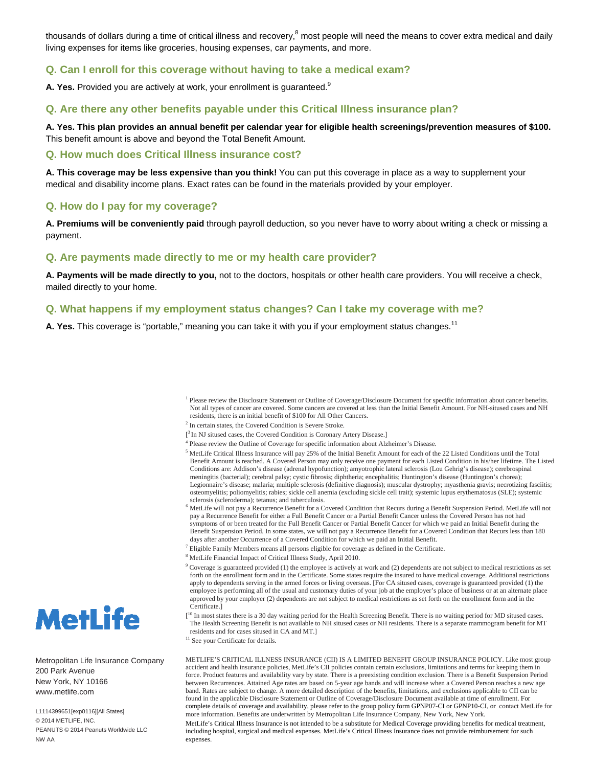thousands of dollars during a time of critical illness and recovery,[8] most people will need the means to cover extra medical and daily living expenses for items like groceries, housing expenses, car payments, and more.

### Q. Can I enroll for this coverage without having to take a medical exam?

**A. Yes.** Provided you are actively at work, your enrollment is guaranteed.[9]

### Q. Are there any other benefits payable under this Critical Illness insurance plan?

**A. Yes. This plan provides an annual benefit per calendar year for eligible health screenings/prevention measures of $100.** This benefit amount is above and beyond the Total Benefit Amount.

### Q. How much does Critical Illness insurance cost?

**A. This coverage may be less expensive than you think!** You can put this coverage in place as a way to supplement your medical and disability income plans. Exact rates can be found in the materials provided by your employer.

### Q. How do I pay for my coverage?

**A. Premiums will be conveniently paid** through payroll deduction, so you never have to worry about writing a check or missing a payment.

### Q. Are payments made directly to me or my health care provider?

**A. Payments will be made directly to you,** not to the doctors, hospitals or other health care providers. You will receive a check, mailed directly to your home.

### Q. What happens if my employment status changes? Can I take my coverage with me?

**A. Yes.** This coverage is "portable," meaning you can take it with you if your employment status changes.[11]

[1] Please review the Disclosure Statement or Outline of Coverage/Disclosure Document for specific information about cancer benefits. Not all types of cancer are covered. Some cancers are covered at less than the Initial Benefit Amount. For NH-sitused cases and NH residents, there is an initial benefit of $100 for All Other Cancers.

[2] In certain states, the Covered Condition is Severe Stroke.

[[3] In NJ sitused cases, the Covered Condition is Coronary Artery Disease.]

[4] Please review the Outline of Coverage for specific information about Alzheimer's Disease.

[5] MetLife Critical Illness Insurance will pay 25% of the Initial Benefit Amount for each of the 22 Listed Conditions until the Total Benefit Amount is reached. A Covered Person may only receive one payment for each Listed Condition in his/her lifetime. The Listed Conditions are: Addison's disease (adrenal hypofunction); amyotrophic lateral sclerosis (Lou Gehrig's disease); cerebrospinal meningitis (bacterial); cerebral palsy; cystic fibrosis; diphtheria; encephalitis; Huntington's disease (Huntington's chorea); Legionnaire's disease; malaria; multiple sclerosis (definitive diagnosis); muscular dystrophy; myasthenia gravis; necrotizing fasciitis; osteomyelitis; poliomyelitis; rabies; sickle cell anemia (excluding sickle cell trait); systemic lupus erythematosus (SLE); systemic sclerosis (scleroderma); tetanus; and tuberculosis.

[6] MetLife will not pay a Recurrence Benefit for a Covered Condition that Recurs during a Benefit Suspension Period. MetLife will not pay a Recurrence Benefit for either a Full Benefit Cancer or a Partial Benefit Cancer unless the Covered Person has not had symptoms of or been treated for the Full Benefit Cancer or Partial Benefit Cancer for which we paid an Initial Benefit during the Benefit Suspension Period. In some states, we will not pay a Recurrence Benefit for a Covered Condition that Recurs less than 180 days after another Occurrence of a Covered Condition for which we paid an Initial Benefit.

[7] Eligible Family Members means all persons eligible for coverage as defined in the Certificate.

[8] MetLife Financial Impact of Critical Illness Study, April 2010.

[9] Coverage is guaranteed provided (1) the employee is actively at work and (2) dependents are not subject to medical restrictions as set forth on the enrollment form and in the Certificate. Some states require the insured to have medical coverage. Additional restrictions apply to dependents serving in the armed forces or living overseas. [For CA sitused cases, coverage is guaranteed provided (1) the employee is performing all of the usual and customary duties of your job at the employer's place of business or at an alternate place approved by your employer (2) dependents are not subject to medical restrictions as set forth on the enrollment form and in the Certificate.]

[[10] In most states there is a 30 day waiting period for the Health Screening Benefit. There is no waiting period for MD sitused cases. The Health Screening Benefit is not available to NH sitused cases or NH residents. There is a separate mammogram benefit for MT residents and for cases sitused in CA and MT.]

[11] See your Certificate for details.

MetLife

Metropolitan Life Insurance Company
200 Park Avenue
New York, NY 10166
www.metlife.com

L1114399651[exp0116][All States]
© 2014 METLIFE, INC.
PEANUTS © 2014 Peanuts Worldwide LLC
NW AA

METLIFE'S CRITICAL ILLNESS INSURANCE (CII) IS A LIMITED BENEFIT GROUP INSURANCE POLICY. Like most group accident and health insurance policies, MetLife's CII policies contain certain exclusions, limitations and terms for keeping them in force. Product features and availability vary by state. There is a preexisting condition exclusion. There is a Benefit Suspension Period between Recurrences. Attained Age rates are based on 5-year age bands and will increase when a Covered Person reaches a new age band. Rates are subject to change. A more detailed description of the benefits, limitations, and exclusions applicable to CII can be found in the applicable Disclosure Statement or Outline of Coverage/Disclosure Document available at time of enrollment. For complete details of coverage and availability, please refer to the group policy form GPNP07-CI or GPNP10-CI, or contact MetLife for more information. Benefits are underwritten by Metropolitan Life Insurance Company, New York, New York.

MetLife's Critical Illness Insurance is not intended to be a substitute for Medical Coverage providing benefits for medical treatment, including hospital, surgical and medical expenses. MetLife's Critical Illness Insurance does not provide reimbursement for such expenses.